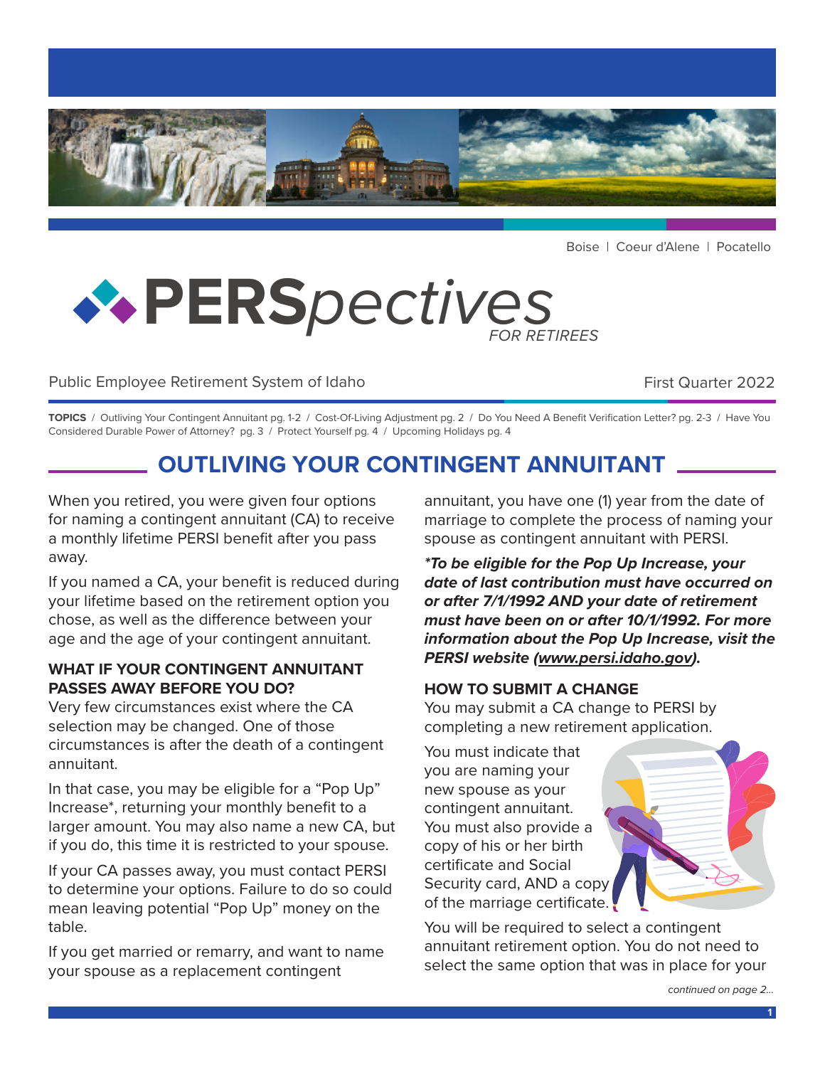Boise | Coeur d'Alene | Pocatello

# PERSpectives

*FOR RETIREES*

Public Employee Retirement System of Idaho

First Quarter 2022

**TOPICS** / Outliving Your Contingent Annuitant pg. 1-2 / Cost-Of-Living Adjustment pg. 2 / Do You Need A Benefit Verification Letter? pg. 2-3 / Have You Considered Durable Power of Attorney? pg. 3 / Protect Yourself pg. 4 / Upcoming Holidays pg. 4

## OUTLIVING YOUR CONTINGENT ANNUITANT

When you retired, you were given four options for naming a contingent annuitant (CA) to receive a monthly lifetime PERSI benefit after you pass away.

If you named a CA, your benefit is reduced during your lifetime based on the retirement option you chose, as well as the difference between your age and the age of your contingent annuitant.

### WHAT IF YOUR CONTINGENT ANNUITANT PASSES AWAY BEFORE YOU DO?

Very few circumstances exist where the CA selection may be changed. One of those circumstances is after the death of a contingent annuitant.

In that case, you may be eligible for a "Pop Up" Increase*, returning your monthly benefit to a larger amount. You may also name a new CA, but if you do, this time it is restricted to your spouse.

If your CA passes away, you must contact PERSI to determine your options. Failure to do so could mean leaving potential "Pop Up" money on the table.

If you get married or remarry, and want to name your spouse as a replacement contingent annuitant, you have one (1) year from the date of marriage to complete the process of naming your spouse as contingent annuitant with PERSI.

***To be eligible for the Pop Up Increase, your date of last contribution must have occurred on or after 7/1/1992 AND your date of retirement must have been on or after 10/1/1992. For more information about the Pop Up Increase, visit the PERSI website (www.persi.idaho.gov).***

### HOW TO SUBMIT A CHANGE

You may submit a CA change to PERSI by completing a new retirement application.

You must indicate that you are naming your new spouse as your contingent annuitant. You must also provide a copy of his or her birth certificate and Social Security card, AND a copy of the marriage certificate.

You will be required to select a contingent annuitant retirement option. You do not need to select the same option that was in place for your

*continued on page 2...*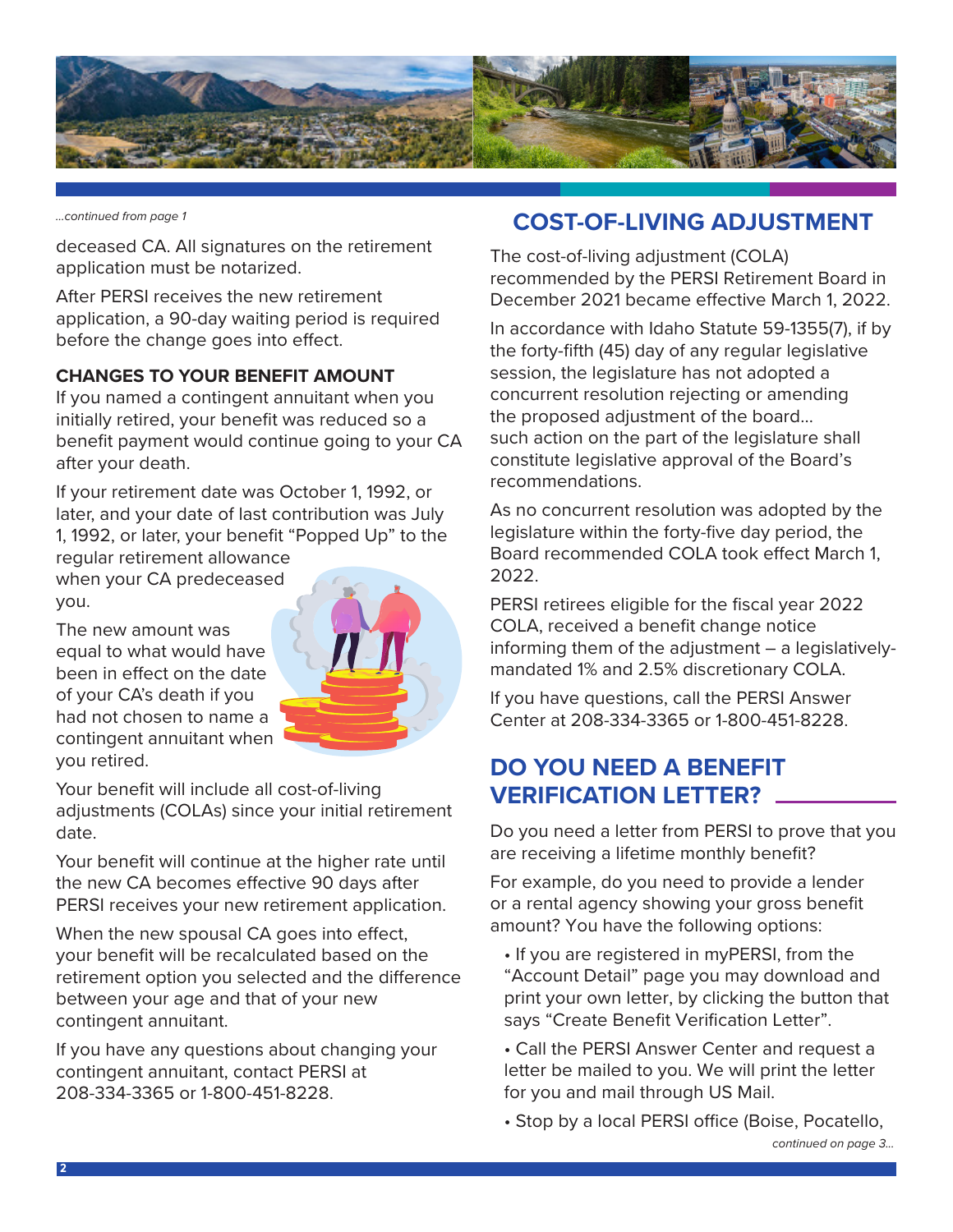*...continued from page 1*

deceased CA. All signatures on the retirement application must be notarized.

After PERSI receives the new retirement application, a 90-day waiting period is required before the change goes into effect.

**CHANGES TO YOUR BENEFIT AMOUNT**

If you named a contingent annuitant when you initially retired, your benefit was reduced so a benefit payment would continue going to your CA after your death.

If your retirement date was October 1, 1992, or later, and your date of last contribution was July 1, 1992, or later, your benefit "Popped Up" to the regular retirement allowance when your CA predeceased you.

The new amount was equal to what would have been in effect on the date of your CA's death if you had not chosen to name a contingent annuitant when you retired.

Your benefit will include all cost-of-living adjustments (COLAs) since your initial retirement date.

Your benefit will continue at the higher rate until the new CA becomes effective 90 days after PERSI receives your new retirement application.

When the new spousal CA goes into effect, your benefit will be recalculated based on the retirement option you selected and the difference between your age and that of your new contingent annuitant.

If you have any questions about changing your contingent annuitant, contact PERSI at 208-334-3365 or 1-800-451-8228.

## COST-OF-LIVING ADJUSTMENT

The cost-of-living adjustment (COLA) recommended by the PERSI Retirement Board in December 2021 became effective March 1, 2022.

In accordance with Idaho Statute 59-1355(7), if by the forty-fifth (45) day of any regular legislative session, the legislature has not adopted a concurrent resolution rejecting or amending the proposed adjustment of the board... such action on the part of the legislature shall constitute legislative approval of the Board's recommendations.

As no concurrent resolution was adopted by the legislature within the forty-five day period, the Board recommended COLA took effect March 1, 2022.

PERSI retirees eligible for the fiscal year 2022 COLA, received a benefit change notice informing them of the adjustment – a legislatively-mandated 1% and 2.5% discretionary COLA.

If you have questions, call the PERSI Answer Center at 208-334-3365 or 1-800-451-8228.

## DO YOU NEED A BENEFIT VERIFICATION LETTER?

Do you need a letter from PERSI to prove that you are receiving a lifetime monthly benefit?

For example, do you need to provide a lender or a rental agency showing your gross benefit amount? You have the following options:

- If you are registered in myPERSI, from the "Account Detail" page you may download and print your own letter, by clicking the button that says "Create Benefit Verification Letter".
- Call the PERSI Answer Center and request a letter be mailed to you. We will print the letter for you and mail through US Mail.
- Stop by a local PERSI office (Boise, Pocatello,

*continued on page 3...*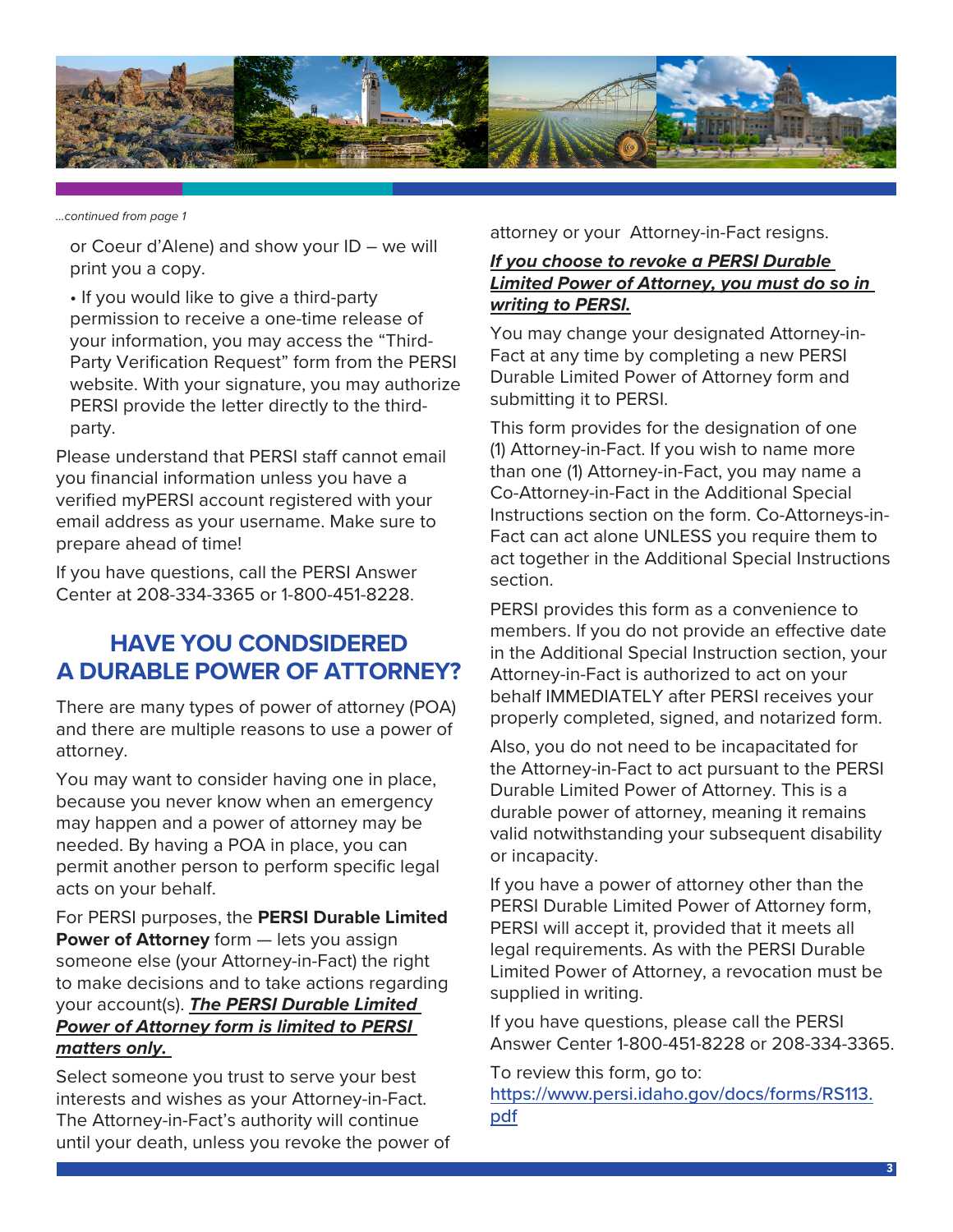*...continued from page 1*

or Coeur d'Alene) and show your ID – we will print you a copy.

- If you would like to give a third-party permission to receive a one-time release of your information, you may access the "Third-Party Verification Request" form from the PERSI website. With your signature, you may authorize PERSI provide the letter directly to the third-party.

Please understand that PERSI staff cannot email you financial information unless you have a verified myPERSI account registered with your email address as your username. Make sure to prepare ahead of time!

If you have questions, call the PERSI Answer Center at 208-334-3365 or 1-800-451-8228.

## HAVE YOU CONDSIDERED A DURABLE POWER OF ATTORNEY?

There are many types of power of attorney (POA) and there are multiple reasons to use a power of attorney.

You may want to consider having one in place, because you never know when an emergency may happen and a power of attorney may be needed. By having a POA in place, you can permit another person to perform specific legal acts on your behalf.

For PERSI purposes, the **PERSI Durable Limited Power of Attorney** form — lets you assign someone else (your Attorney-in-Fact) the right to make decisions and to take actions regarding your account(s). ***The PERSI Durable Limited Power of Attorney form is limited to PERSI matters only.***

Select someone you trust to serve your best interests and wishes as your Attorney-in-Fact. The Attorney-in-Fact's authority will continue until your death, unless you revoke the power of attorney or your Attorney-in-Fact resigns.

***If you choose to revoke a PERSI Durable Limited Power of Attorney, you must do so in writing to PERSI.***

You may change your designated Attorney-in-Fact at any time by completing a new PERSI Durable Limited Power of Attorney form and submitting it to PERSI.

This form provides for the designation of one (1) Attorney-in-Fact. If you wish to name more than one (1) Attorney-in-Fact, you may name a Co-Attorney-in-Fact in the Additional Special Instructions section on the form. Co-Attorneys-in-Fact can act alone UNLESS you require them to act together in the Additional Special Instructions section.

PERSI provides this form as a convenience to members. If you do not provide an effective date in the Additional Special Instruction section, your Attorney-in-Fact is authorized to act on your behalf IMMEDIATELY after PERSI receives your properly completed, signed, and notarized form.

Also, you do not need to be incapacitated for the Attorney-in-Fact to act pursuant to the PERSI Durable Limited Power of Attorney. This is a durable power of attorney, meaning it remains valid notwithstanding your subsequent disability or incapacity.

If you have a power of attorney other than the PERSI Durable Limited Power of Attorney form, PERSI will accept it, provided that it meets all legal requirements. As with the PERSI Durable Limited Power of Attorney, a revocation must be supplied in writing.

If you have questions, please call the PERSI Answer Center 1-800-451-8228 or 208-334-3365.

To review this form, go to: [https://www.persi.idaho.gov/docs/forms/RS113.pdf](https://www.persi.idaho.gov/docs/forms/RS113.pdf)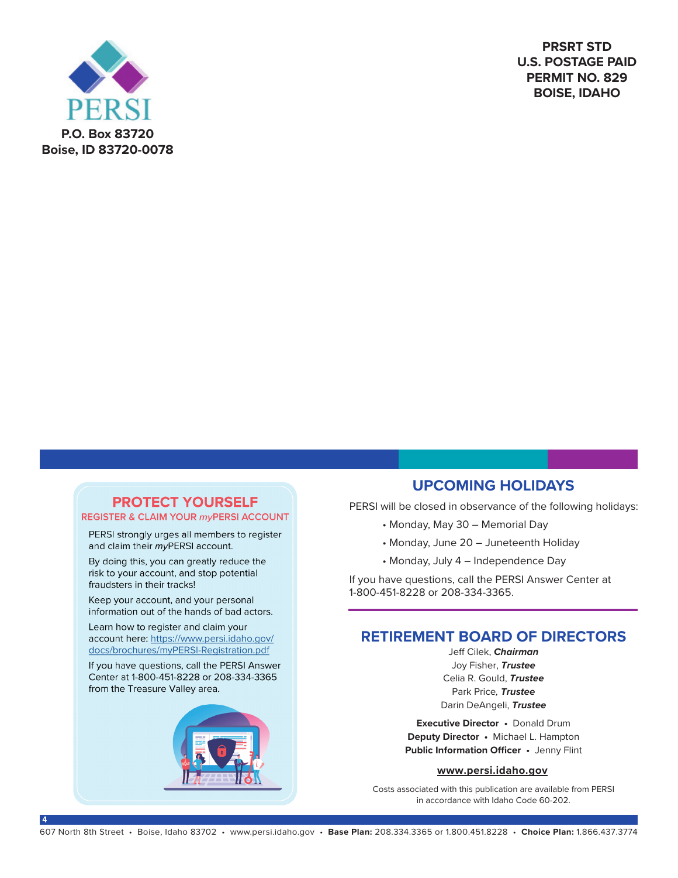PERSI

P.O. Box 83720
Boise, ID 83720-0078

**PRSRT STD**
**U.S. POSTAGE PAID**
**PERMIT NO. 829**
**BOISE, IDAHO**

## PROTECT YOURSELF

### REGISTER & CLAIM YOUR *my*PERSI ACCOUNT

PERSI strongly urges all members to register and claim their *my*PERSI account.

By doing this, you can greatly reduce the risk to your account, and stop potential fraudsters in their tracks!

Keep your account, and your personal information out of the hands of bad actors.

Learn how to register and claim your account here: https://www.persi.idaho.gov/docs/brochures/myPERSI-Registration.pdf

If you have questions, call the PERSI Answer Center at 1-800-451-8228 or 208-334-3365 from the Treasure Valley area.

## UPCOMING HOLIDAYS

PERSI will be closed in observance of the following holidays:

- Monday, May 30 – Memorial Day
- Monday, June 20 – Juneteenth Holiday
- Monday, July 4 – Independence Day

If you have questions, call the PERSI Answer Center at 1-800-451-8228 or 208-334-3365.

## RETIREMENT BOARD OF DIRECTORS

Jeff Cilek, ***Chairman***
Joy Fisher, ***Trustee***
Celia R. Gould, ***Trustee***
Park Price, ***Trustee***
Darin DeAngeli, ***Trustee***

**Executive Director** • Donald Drum
**Deputy Director** • Michael L. Hampton
**Public Information Officer** • Jenny Flint

**www.persi.idaho.gov**

Costs associated with this publication are available from PERSI in accordance with Idaho Code 60-202.

607 North 8th Street • Boise, Idaho 83702 • www.persi.idaho.gov • **Base Plan:** 208.334.3365 or 1.800.451.8228 • **Choice Plan:** 1.866.437.3774